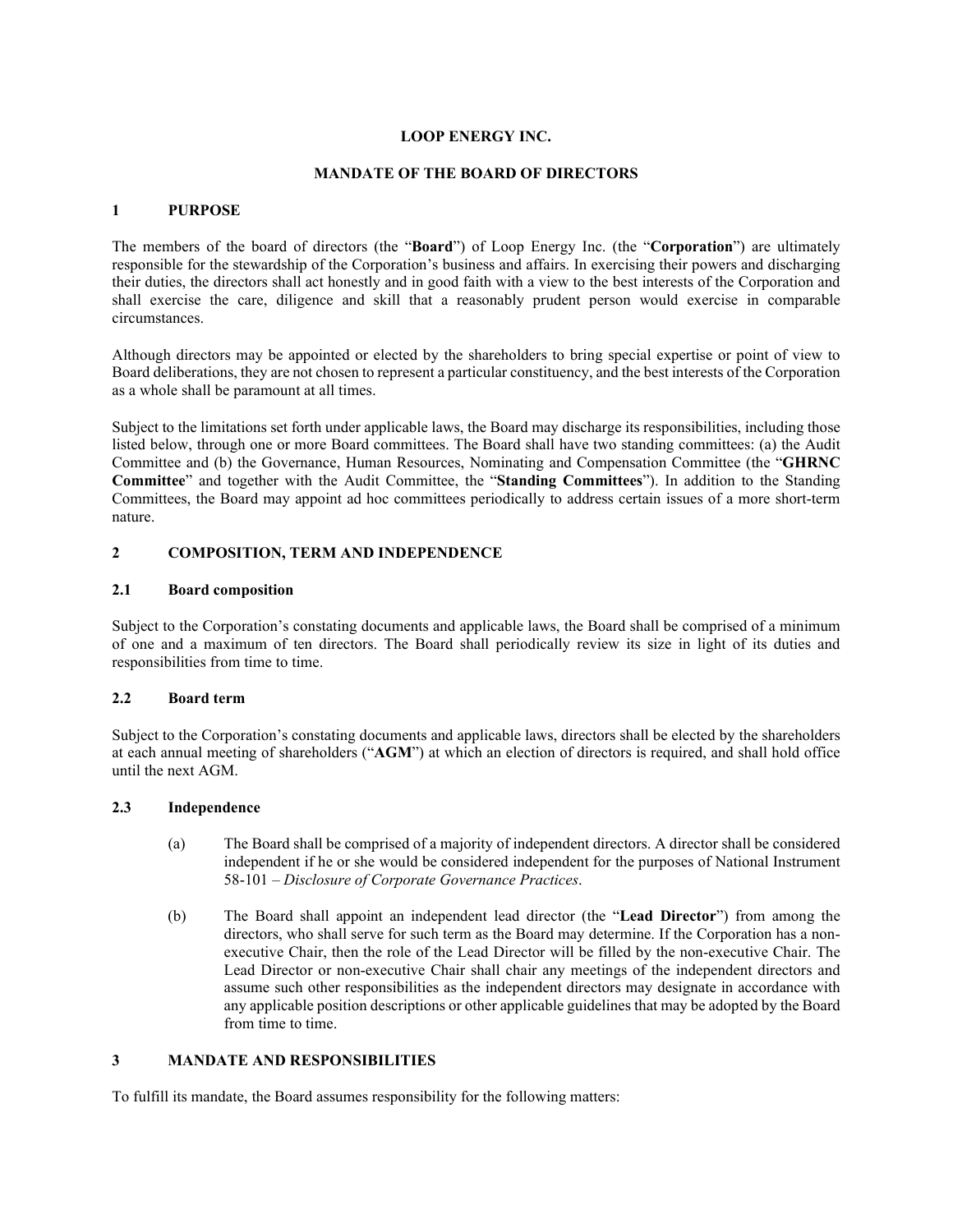# LOOP ENERGY INC.

## MANDATE OF THE BOARD OF DIRECTORS

### 1 PURPOSE

The members of the board of directors (the "**Board**") of Loop Energy Inc. (the "**Corporation**") are ultimately responsible for the stewardship of the Corporation's business and affairs. In exercising their powers and discharging their duties, the directors shall act honestly and in good faith with a view to the best interests of the Corporation and shall exercise the care, diligence and skill that a reasonably prudent person would exercise in comparable circumstances.

Although directors may be appointed or elected by the shareholders to bring special expertise or point of view to Board deliberations, they are not chosen to represent a particular constituency, and the best interests of the Corporation as a whole shall be paramount at all times.

Subject to the limitations set forth under applicable laws, the Board may discharge its responsibilities, including those listed below, through one or more Board committees. The Board shall have two standing committees: (a) the Audit Committee and (b) the Governance, Human Resources, Nominating and Compensation Committee (the "**GHRNC Committee**" and together with the Audit Committee, the "**Standing Committees**"). In addition to the Standing Committees, the Board may appoint ad hoc committees periodically to address certain issues of a more short-term nature.

### 2 COMPOSITION, TERM AND INDEPENDENCE

#### 2.1 Board composition

Subject to the Corporation's constating documents and applicable laws, the Board shall be comprised of a minimum of one and a maximum of ten directors. The Board shall periodically review its size in light of its duties and responsibilities from time to time.

#### 2.2 Board term

Subject to the Corporation's constating documents and applicable laws, directors shall be elected by the shareholders at each annual meeting of shareholders ("**AGM**") at which an election of directors is required, and shall hold office until the next AGM.

#### 2.3 Independence

(a) The Board shall be comprised of a majority of independent directors. A director shall be considered independent if he or she would be considered independent for the purposes of National Instrument 58-101 – *Disclosure of Corporate Governance Practices*.

(b) The Board shall appoint an independent lead director (the "**Lead Director**") from among the directors, who shall serve for such term as the Board may determine. If the Corporation has a non-executive Chair, then the role of the Lead Director will be filled by the non-executive Chair. The Lead Director or non-executive Chair shall chair any meetings of the independent directors and assume such other responsibilities as the independent directors may designate in accordance with any applicable position descriptions or other applicable guidelines that may be adopted by the Board from time to time.

### 3 MANDATE AND RESPONSIBILITIES

To fulfill its mandate, the Board assumes responsibility for the following matters: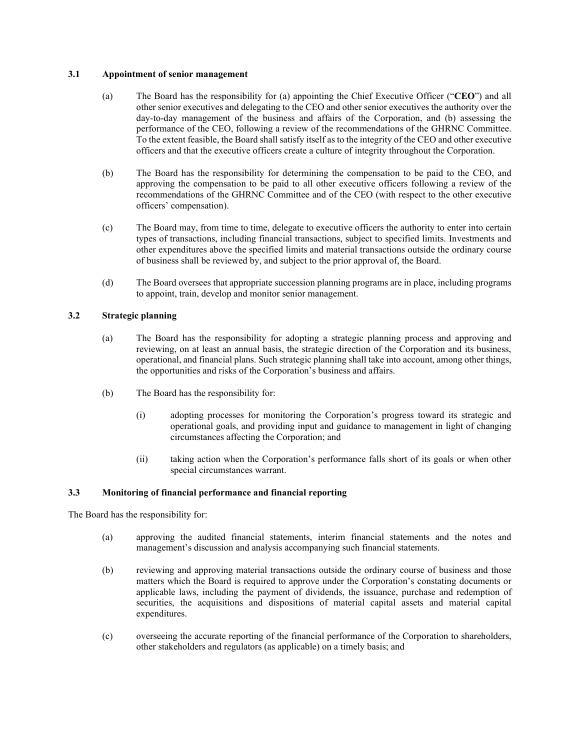### 3.1 Appointment of senior management

(a) The Board has the responsibility for (a) appointing the Chief Executive Officer ("**CEO**") and all other senior executives and delegating to the CEO and other senior executives the authority over the day-to-day management of the business and affairs of the Corporation, and (b) assessing the performance of the CEO, following a review of the recommendations of the GHRNC Committee. To the extent feasible, the Board shall satisfy itself as to the integrity of the CEO and other executive officers and that the executive officers create a culture of integrity throughout the Corporation.

(b) The Board has the responsibility for determining the compensation to be paid to the CEO, and approving the compensation to be paid to all other executive officers following a review of the recommendations of the GHRNC Committee and of the CEO (with respect to the other executive officers' compensation).

(c) The Board may, from time to time, delegate to executive officers the authority to enter into certain types of transactions, including financial transactions, subject to specified limits. Investments and other expenditures above the specified limits and material transactions outside the ordinary course of business shall be reviewed by, and subject to the prior approval of, the Board.

(d) The Board oversees that appropriate succession planning programs are in place, including programs to appoint, train, develop and monitor senior management.

### 3.2 Strategic planning

(a) The Board has the responsibility for adopting a strategic planning process and approving and reviewing, on at least an annual basis, the strategic direction of the Corporation and its business, operational, and financial plans. Such strategic planning shall take into account, among other things, the opportunities and risks of the Corporation's business and affairs.

(b) The Board has the responsibility for:

(i) adopting processes for monitoring the Corporation's progress toward its strategic and operational goals, and providing input and guidance to management in light of changing circumstances affecting the Corporation; and

(ii) taking action when the Corporation's performance falls short of its goals or when other special circumstances warrant.

### 3.3 Monitoring of financial performance and financial reporting

The Board has the responsibility for:

(a) approving the audited financial statements, interim financial statements and the notes and management's discussion and analysis accompanying such financial statements.

(b) reviewing and approving material transactions outside the ordinary course of business and those matters which the Board is required to approve under the Corporation's constating documents or applicable laws, including the payment of dividends, the issuance, purchase and redemption of securities, the acquisitions and dispositions of material capital assets and material capital expenditures.

(c) overseeing the accurate reporting of the financial performance of the Corporation to shareholders, other stakeholders and regulators (as applicable) on a timely basis; and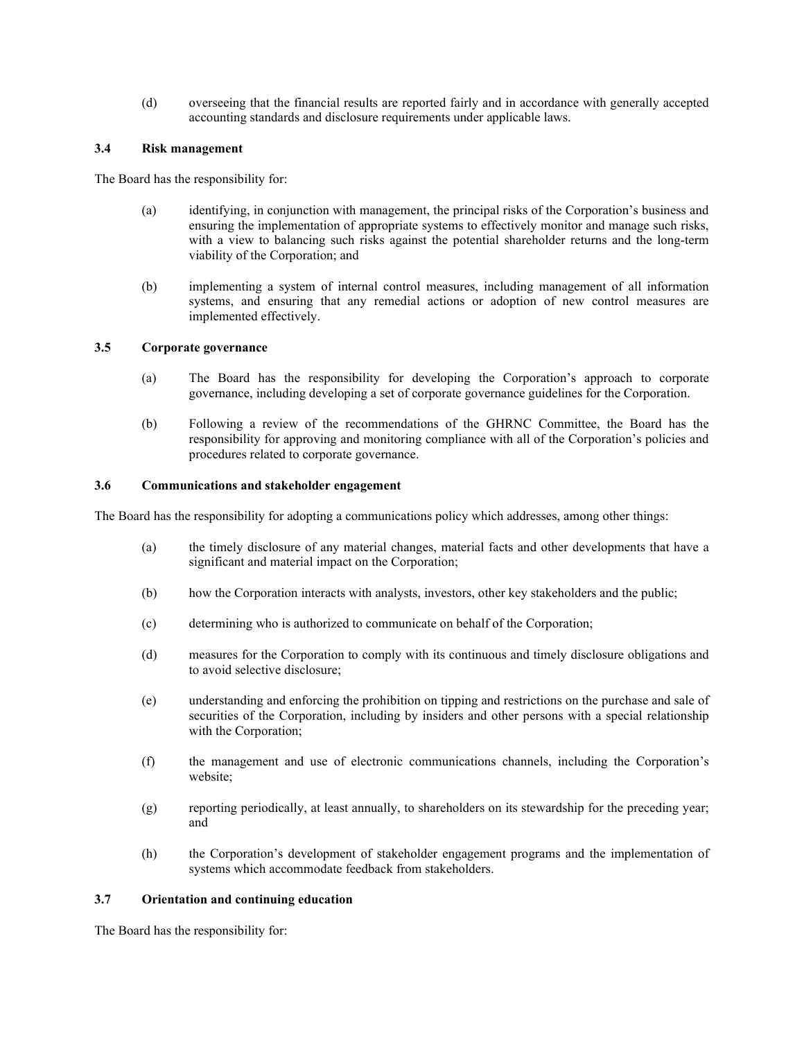(d) overseeing that the financial results are reported fairly and in accordance with generally accepted accounting standards and disclosure requirements under applicable laws.

### 3.4 Risk management

The Board has the responsibility for:

(a) identifying, in conjunction with management, the principal risks of the Corporation's business and ensuring the implementation of appropriate systems to effectively monitor and manage such risks, with a view to balancing such risks against the potential shareholder returns and the long-term viability of the Corporation; and

(b) implementing a system of internal control measures, including management of all information systems, and ensuring that any remedial actions or adoption of new control measures are implemented effectively.

### 3.5 Corporate governance

(a) The Board has the responsibility for developing the Corporation's approach to corporate governance, including developing a set of corporate governance guidelines for the Corporation.

(b) Following a review of the recommendations of the GHRNC Committee, the Board has the responsibility for approving and monitoring compliance with all of the Corporation's policies and procedures related to corporate governance.

### 3.6 Communications and stakeholder engagement

The Board has the responsibility for adopting a communications policy which addresses, among other things:

(a) the timely disclosure of any material changes, material facts and other developments that have a significant and material impact on the Corporation;

(b) how the Corporation interacts with analysts, investors, other key stakeholders and the public;

(c) determining who is authorized to communicate on behalf of the Corporation;

(d) measures for the Corporation to comply with its continuous and timely disclosure obligations and to avoid selective disclosure;

(e) understanding and enforcing the prohibition on tipping and restrictions on the purchase and sale of securities of the Corporation, including by insiders and other persons with a special relationship with the Corporation;

(f) the management and use of electronic communications channels, including the Corporation's website;

(g) reporting periodically, at least annually, to shareholders on its stewardship for the preceding year; and

(h) the Corporation's development of stakeholder engagement programs and the implementation of systems which accommodate feedback from stakeholders.

### 3.7 Orientation and continuing education

The Board has the responsibility for: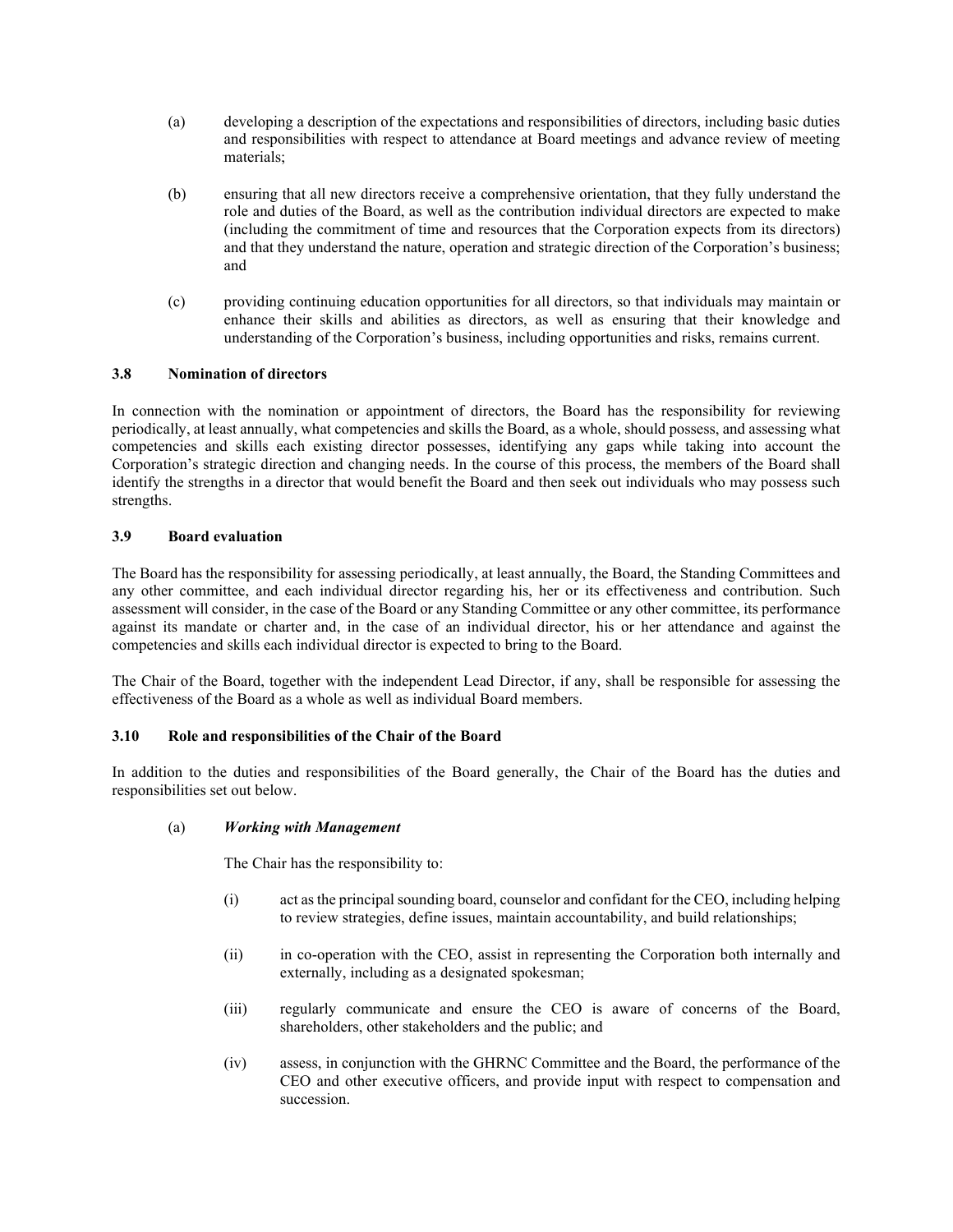(a) developing a description of the expectations and responsibilities of directors, including basic duties and responsibilities with respect to attendance at Board meetings and advance review of meeting materials;

(b) ensuring that all new directors receive a comprehensive orientation, that they fully understand the role and duties of the Board, as well as the contribution individual directors are expected to make (including the commitment of time and resources that the Corporation expects from its directors) and that they understand the nature, operation and strategic direction of the Corporation's business; and

(c) providing continuing education opportunities for all directors, so that individuals may maintain or enhance their skills and abilities as directors, as well as ensuring that their knowledge and understanding of the Corporation's business, including opportunities and risks, remains current.

### 3.8 Nomination of directors

In connection with the nomination or appointment of directors, the Board has the responsibility for reviewing periodically, at least annually, what competencies and skills the Board, as a whole, should possess, and assessing what competencies and skills each existing director possesses, identifying any gaps while taking into account the Corporation's strategic direction and changing needs. In the course of this process, the members of the Board shall identify the strengths in a director that would benefit the Board and then seek out individuals who may possess such strengths.

### 3.9 Board evaluation

The Board has the responsibility for assessing periodically, at least annually, the Board, the Standing Committees and any other committee, and each individual director regarding his, her or its effectiveness and contribution. Such assessment will consider, in the case of the Board or any Standing Committee or any other committee, its performance against its mandate or charter and, in the case of an individual director, his or her attendance and against the competencies and skills each individual director is expected to bring to the Board.

The Chair of the Board, together with the independent Lead Director, if any, shall be responsible for assessing the effectiveness of the Board as a whole as well as individual Board members.

### 3.10 Role and responsibilities of the Chair of the Board

In addition to the duties and responsibilities of the Board generally, the Chair of the Board has the duties and responsibilities set out below.

(a) ***Working with Management***

The Chair has the responsibility to:

(i) act as the principal sounding board, counselor and confidant for the CEO, including helping to review strategies, define issues, maintain accountability, and build relationships;

(ii) in co-operation with the CEO, assist in representing the Corporation both internally and externally, including as a designated spokesman;

(iii) regularly communicate and ensure the CEO is aware of concerns of the Board, shareholders, other stakeholders and the public; and

(iv) assess, in conjunction with the GHRNC Committee and the Board, the performance of the CEO and other executive officers, and provide input with respect to compensation and succession.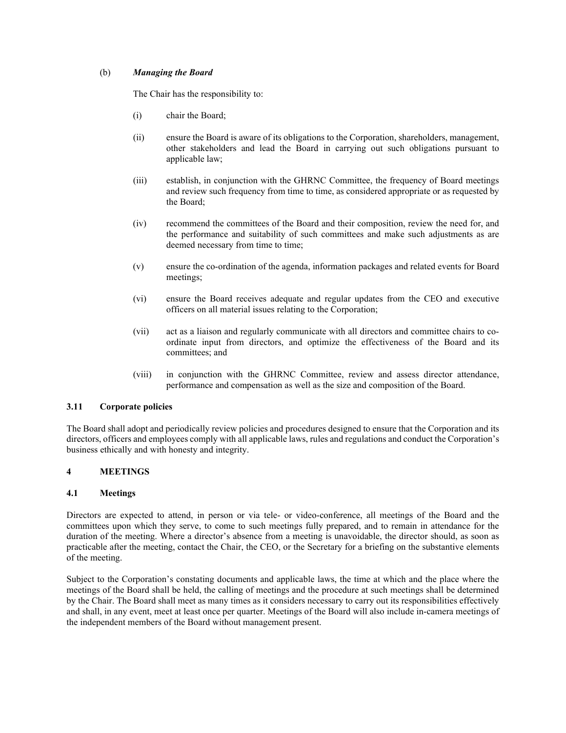(b) ***Managing the Board***

The Chair has the responsibility to:

(i) chair the Board;

(ii) ensure the Board is aware of its obligations to the Corporation, shareholders, management, other stakeholders and lead the Board in carrying out such obligations pursuant to applicable law;

(iii) establish, in conjunction with the GHRNC Committee, the frequency of Board meetings and review such frequency from time to time, as considered appropriate or as requested by the Board;

(iv) recommend the committees of the Board and their composition, review the need for, and the performance and suitability of such committees and make such adjustments as are deemed necessary from time to time;

(v) ensure the co-ordination of the agenda, information packages and related events for Board meetings;

(vi) ensure the Board receives adequate and regular updates from the CEO and executive officers on all material issues relating to the Corporation;

(vii) act as a liaison and regularly communicate with all directors and committee chairs to co-ordinate input from directors, and optimize the effectiveness of the Board and its committees; and

(viii) in conjunction with the GHRNC Committee, review and assess director attendance, performance and compensation as well as the size and composition of the Board.

### 3.11 Corporate policies

The Board shall adopt and periodically review policies and procedures designed to ensure that the Corporation and its directors, officers and employees comply with all applicable laws, rules and regulations and conduct the Corporation's business ethically and with honesty and integrity.

## 4 MEETINGS

### 4.1 Meetings

Directors are expected to attend, in person or via tele- or video-conference, all meetings of the Board and the committees upon which they serve, to come to such meetings fully prepared, and to remain in attendance for the duration of the meeting. Where a director's absence from a meeting is unavoidable, the director should, as soon as practicable after the meeting, contact the Chair, the CEO, or the Secretary for a briefing on the substantive elements of the meeting.

Subject to the Corporation's constating documents and applicable laws, the time at which and the place where the meetings of the Board shall be held, the calling of meetings and the procedure at such meetings shall be determined by the Chair. The Board shall meet as many times as it considers necessary to carry out its responsibilities effectively and shall, in any event, meet at least once per quarter. Meetings of the Board will also include in-camera meetings of the independent members of the Board without management present.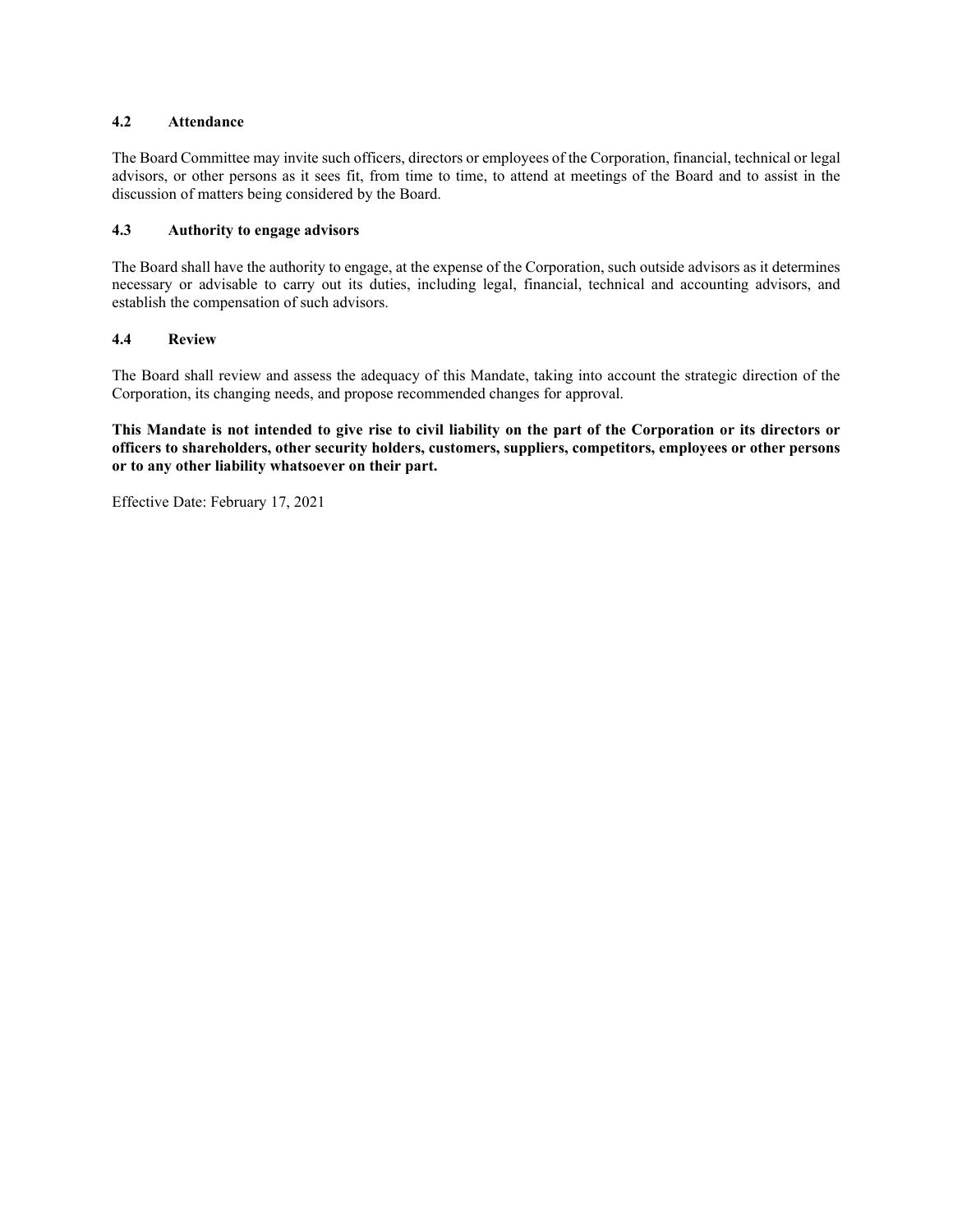### 4.2 Attendance

The Board Committee may invite such officers, directors or employees of the Corporation, financial, technical or legal advisors, or other persons as it sees fit, from time to time, to attend at meetings of the Board and to assist in the discussion of matters being considered by the Board.

### 4.3 Authority to engage advisors

The Board shall have the authority to engage, at the expense of the Corporation, such outside advisors as it determines necessary or advisable to carry out its duties, including legal, financial, technical and accounting advisors, and establish the compensation of such advisors.

### 4.4 Review

The Board shall review and assess the adequacy of this Mandate, taking into account the strategic direction of the Corporation, its changing needs, and propose recommended changes for approval.

**This Mandate is not intended to give rise to civil liability on the part of the Corporation or its directors or officers to shareholders, other security holders, customers, suppliers, competitors, employees or other persons or to any other liability whatsoever on their part.**

Effective Date: February 17, 2021